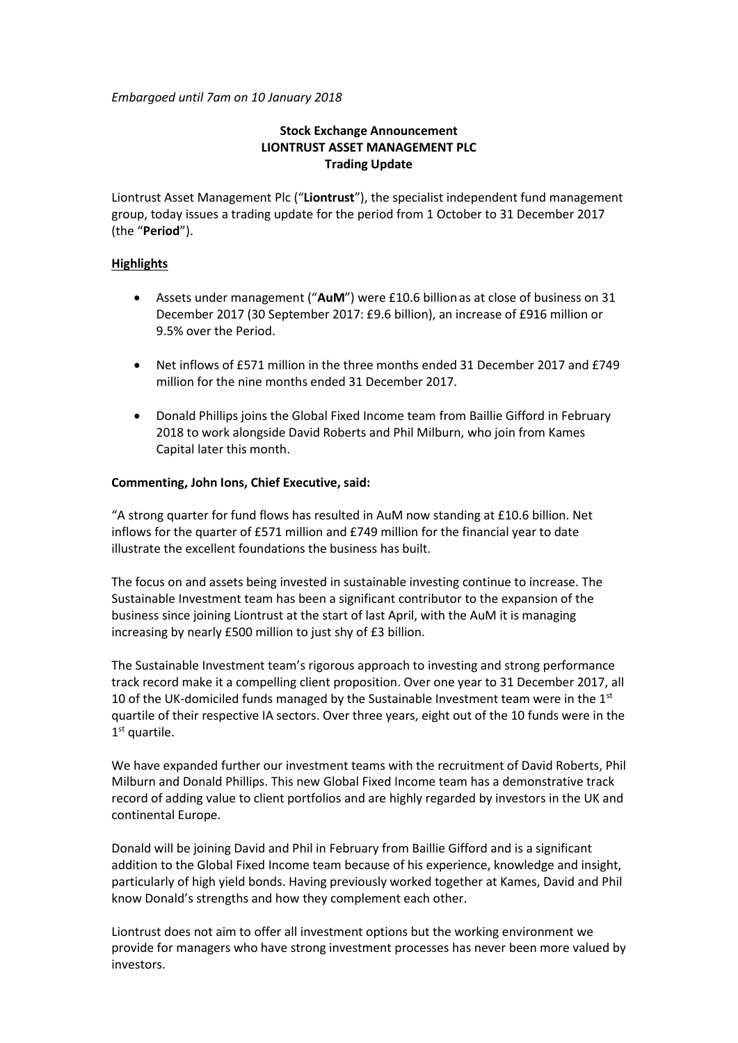*Embargoed until 7am on 10 January 2018*

**Stock Exchange Announcement**
**LIONTRUST ASSET MANAGEMENT PLC**
**Trading Update**

Liontrust Asset Management Plc ("**Liontrust**"), the specialist independent fund management group, today issues a trading update for the period from 1 October to 31 December 2017 (the "**Period**").

**Highlights**

- Assets under management ("**AuM**") were £10.6 billion as at close of business on 31 December 2017 (30 September 2017: £9.6 billion), an increase of £916 million or 9.5% over the Period.
- Net inflows of £571 million in the three months ended 31 December 2017 and £749 million for the nine months ended 31 December 2017.
- Donald Phillips joins the Global Fixed Income team from Baillie Gifford in February 2018 to work alongside David Roberts and Phil Milburn, who join from Kames Capital later this month.

**Commenting, John Ions, Chief Executive, said:**

"A strong quarter for fund flows has resulted in AuM now standing at £10.6 billion. Net inflows for the quarter of £571 million and £749 million for the financial year to date illustrate the excellent foundations the business has built.

The focus on and assets being invested in sustainable investing continue to increase. The Sustainable Investment team has been a significant contributor to the expansion of the business since joining Liontrust at the start of last April, with the AuM it is managing increasing by nearly £500 million to just shy of £3 billion.

The Sustainable Investment team's rigorous approach to investing and strong performance track record make it a compelling client proposition. Over one year to 31 December 2017, all 10 of the UK-domiciled funds managed by the Sustainable Investment team were in the 1st quartile of their respective IA sectors. Over three years, eight out of the 10 funds were in the 1st quartile.

We have expanded further our investment teams with the recruitment of David Roberts, Phil Milburn and Donald Phillips. This new Global Fixed Income team has a demonstrative track record of adding value to client portfolios and are highly regarded by investors in the UK and continental Europe.

Donald will be joining David and Phil in February from Baillie Gifford and is a significant addition to the Global Fixed Income team because of his experience, knowledge and insight, particularly of high yield bonds. Having previously worked together at Kames, David and Phil know Donald's strengths and how they complement each other.

Liontrust does not aim to offer all investment options but the working environment we provide for managers who have strong investment processes has never been more valued by investors.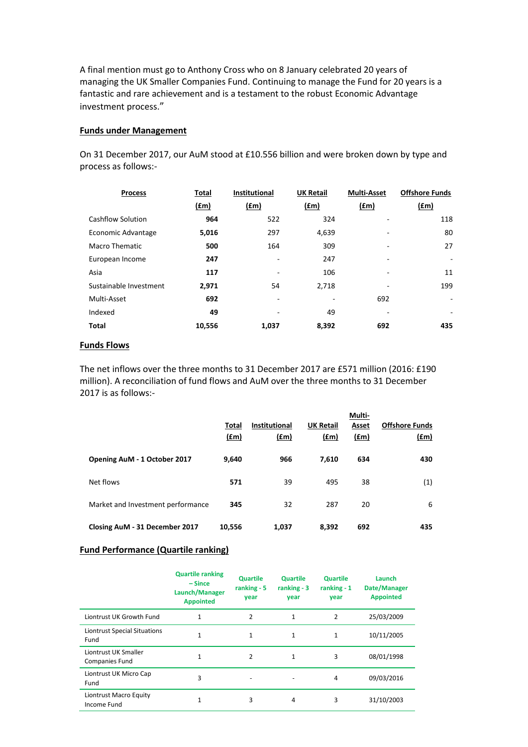A final mention must go to Anthony Cross who on 8 January celebrated 20 years of managing the UK Smaller Companies Fund. Continuing to manage the Fund for 20 years is a fantastic and rare achievement and is a testament to the robust Economic Advantage investment process."

## Funds under Management

On 31 December 2017, our AuM stood at £10.556 billion and were broken down by type and process as follows:-

| Process | Total (£m) | Institutional (£m) | UK Retail (£m) | Multi-Asset (£m) | Offshore Funds (£m) |
|---|---|---|---|---|---|
| Cashflow Solution | **964** | 522 | 324 | - | 118 |
| Economic Advantage | **5,016** | 297 | 4,639 | - | 80 |
| Macro Thematic | **500** | 164 | 309 | - | 27 |
| European Income | **247** | - | 247 | - | - |
| Asia | **117** | - | 106 | - | 11 |
| Sustainable Investment | **2,971** | 54 | 2,718 | - | 199 |
| Multi-Asset | **692** | - | - | 692 | - |
| Indexed | **49** | - | 49 | - | - |
| **Total** | **10,556** | **1,037** | **8,392** | **692** | **435** |

## Funds Flows

The net inflows over the three months to 31 December 2017 are £571 million (2016: £190 million). A reconciliation of fund flows and AuM over the three months to 31 December 2017 is as follows:-

| | Total (£m) | Institutional (£m) | UK Retail (£m) | Multi-Asset (£m) | Offshore Funds (£m) |
|---|---|---|---|---|---|
| **Opening AuM - 1 October 2017** | **9,640** | **966** | **7,610** | **634** | **430** |
| Net flows | **571** | 39 | 495 | 38 | (1) |
| Market and Investment performance | **345** | 32 | 287 | 20 | 6 |
| **Closing AuM - 31 December 2017** | **10,556** | **1,037** | **8,392** | **692** | **435** |

## Fund Performance (Quartile ranking)

| | Quartile ranking – Since Launch/Manager Appointed | Quartile ranking - 5 year | Quartile ranking - 3 year | Quartile ranking - 1 year | Launch Date/Manager Appointed |
|---|---|---|---|---|---|
| Liontrust UK Growth Fund | 1 | 2 | 1 | 2 | 25/03/2009 |
| Liontrust Special Situations Fund | 1 | 1 | 1 | 1 | 10/11/2005 |
| Liontrust UK Smaller Companies Fund | 1 | 2 | 1 | 3 | 08/01/1998 |
| Liontrust UK Micro Cap Fund | 3 | - | - | 4 | 09/03/2016 |
| Liontrust Macro Equity Income Fund | 1 | 3 | 4 | 3 | 31/10/2003 |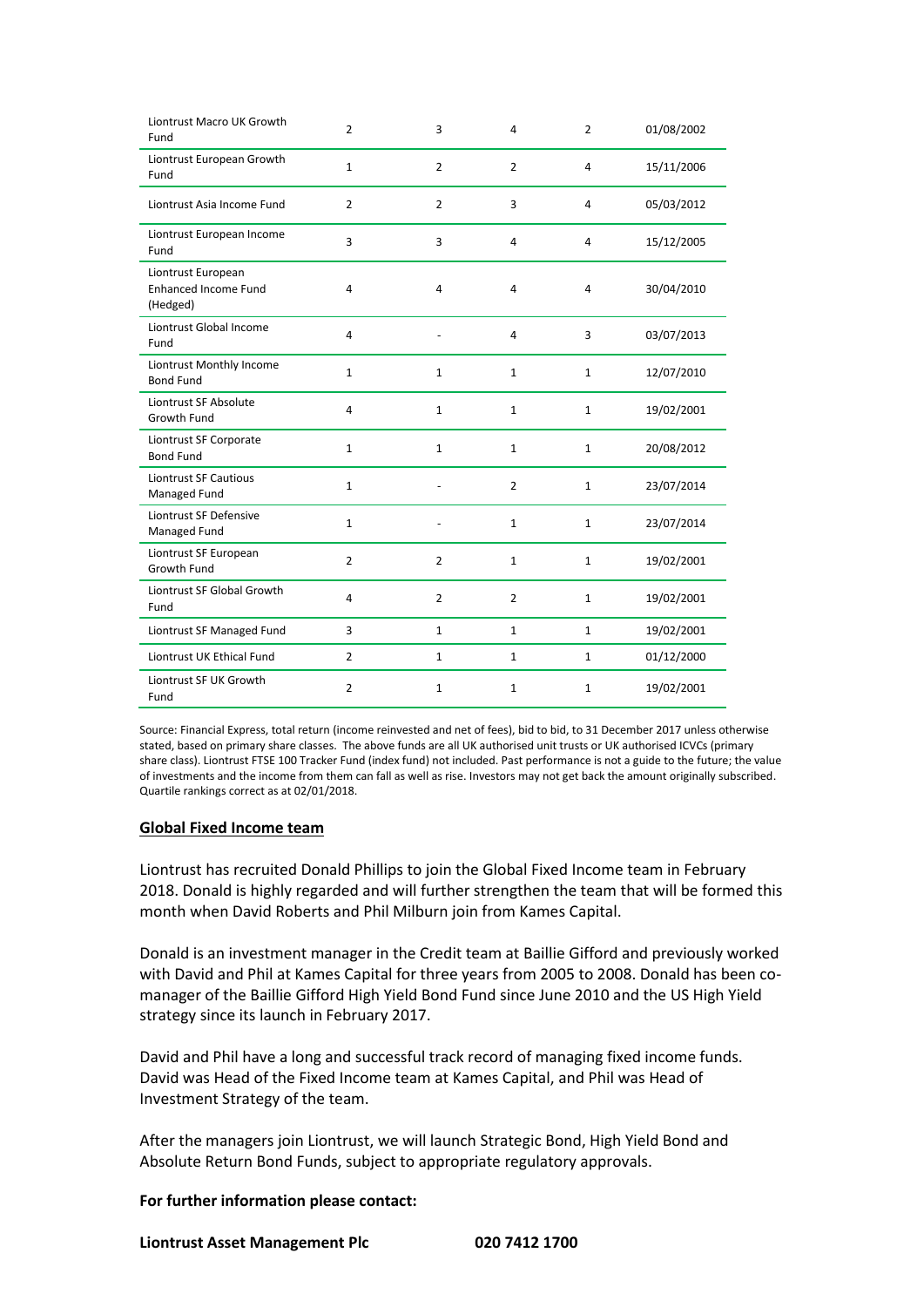| | | | | | |
|---|---|---|---|---|---|
| Liontrust Macro UK Growth Fund | 2 | 3 | 4 | 2 | 01/08/2002 |
| Liontrust European Growth Fund | 1 | 2 | 2 | 4 | 15/11/2006 |
| Liontrust Asia Income Fund | 2 | 2 | 3 | 4 | 05/03/2012 |
| Liontrust European Income Fund | 3 | 3 | 4 | 4 | 15/12/2005 |
| Liontrust European Enhanced Income Fund (Hedged) | 4 | 4 | 4 | 4 | 30/04/2010 |
| Liontrust Global Income Fund | 4 | - | 4 | 3 | 03/07/2013 |
| Liontrust Monthly Income Bond Fund | 1 | 1 | 1 | 1 | 12/07/2010 |
| Liontrust SF Absolute Growth Fund | 4 | 1 | 1 | 1 | 19/02/2001 |
| Liontrust SF Corporate Bond Fund | 1 | 1 | 1 | 1 | 20/08/2012 |
| Liontrust SF Cautious Managed Fund | 1 | - | 2 | 1 | 23/07/2014 |
| Liontrust SF Defensive Managed Fund | 1 | - | 1 | 1 | 23/07/2014 |
| Liontrust SF European Growth Fund | 2 | 2 | 1 | 1 | 19/02/2001 |
| Liontrust SF Global Growth Fund | 4 | 2 | 2 | 1 | 19/02/2001 |
| Liontrust SF Managed Fund | 3 | 1 | 1 | 1 | 19/02/2001 |
| Liontrust UK Ethical Fund | 2 | 1 | 1 | 1 | 01/12/2000 |
| Liontrust SF UK Growth Fund | 2 | 1 | 1 | 1 | 19/02/2001 |

Source: Financial Express, total return (income reinvested and net of fees), bid to bid, to 31 December 2017 unless otherwise stated, based on primary share classes. The above funds are all UK authorised unit trusts or UK authorised ICVCs (primary share class). Liontrust FTSE 100 Tracker Fund (index fund) not included. Past performance is not a guide to the future; the value of investments and the income from them can fall as well as rise. Investors may not get back the amount originally subscribed. Quartile rankings correct as at 02/01/2018.

**Global Fixed Income team**

Liontrust has recruited Donald Phillips to join the Global Fixed Income team in February 2018. Donald is highly regarded and will further strengthen the team that will be formed this month when David Roberts and Phil Milburn join from Kames Capital.

Donald is an investment manager in the Credit team at Baillie Gifford and previously worked with David and Phil at Kames Capital for three years from 2005 to 2008. Donald has been co-manager of the Baillie Gifford High Yield Bond Fund since June 2010 and the US High Yield strategy since its launch in February 2017.

David and Phil have a long and successful track record of managing fixed income funds. David was Head of the Fixed Income team at Kames Capital, and Phil was Head of Investment Strategy of the team.

After the managers join Liontrust, we will launch Strategic Bond, High Yield Bond and Absolute Return Bond Funds, subject to appropriate regulatory approvals.

**For further information please contact:**

**Liontrust Asset Management Plc** **020 7412 1700**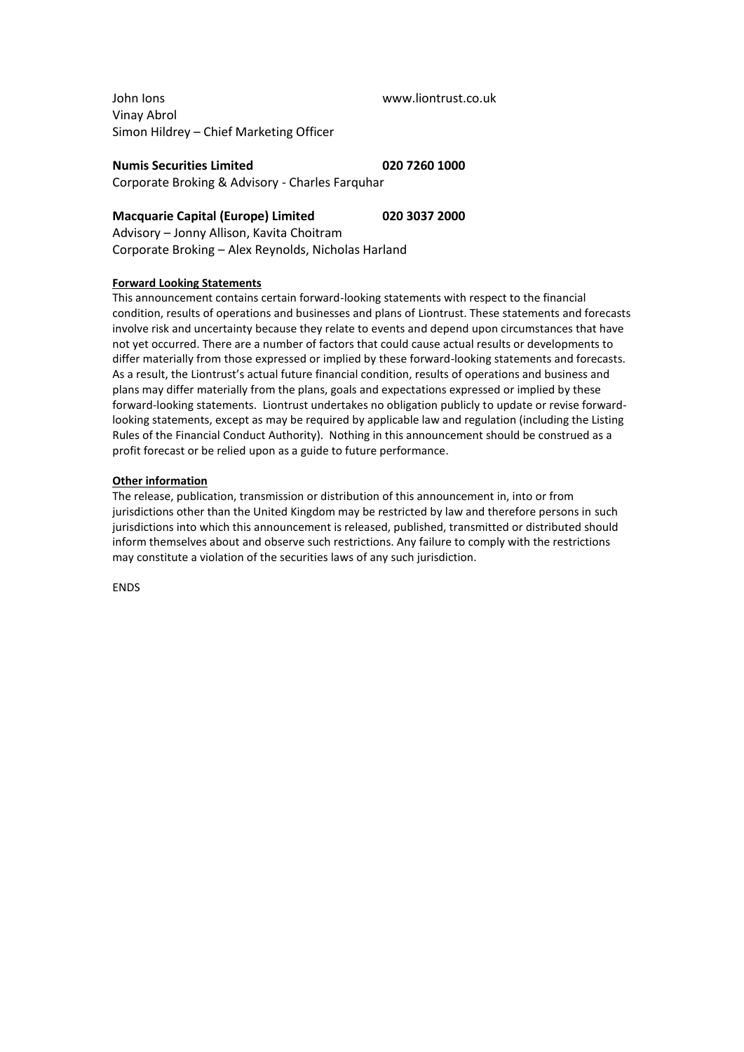John Ions www.liontrust.co.uk
Vinay Abrol
Simon Hildrey – Chief Marketing Officer

**Numis Securities Limited** **020 7260 1000**
Corporate Broking & Advisory - Charles Farquhar

**Macquarie Capital (Europe) Limited** **020 3037 2000**
Advisory – Jonny Allison, Kavita Choitram
Corporate Broking – Alex Reynolds, Nicholas Harland

**Forward Looking Statements**

This announcement contains certain forward-looking statements with respect to the financial condition, results of operations and businesses and plans of Liontrust. These statements and forecasts involve risk and uncertainty because they relate to events and depend upon circumstances that have not yet occurred. There are a number of factors that could cause actual results or developments to differ materially from those expressed or implied by these forward-looking statements and forecasts. As a result, the Liontrust's actual future financial condition, results of operations and business and plans may differ materially from the plans, goals and expectations expressed or implied by these forward-looking statements. Liontrust undertakes no obligation publicly to update or revise forward-looking statements, except as may be required by applicable law and regulation (including the Listing Rules of the Financial Conduct Authority). Nothing in this announcement should be construed as a profit forecast or be relied upon as a guide to future performance.

**Other information**

The release, publication, transmission or distribution of this announcement in, into or from jurisdictions other than the United Kingdom may be restricted by law and therefore persons in such jurisdictions into which this announcement is released, published, transmitted or distributed should inform themselves about and observe such restrictions. Any failure to comply with the restrictions may constitute a violation of the securities laws of any such jurisdiction.

ENDS